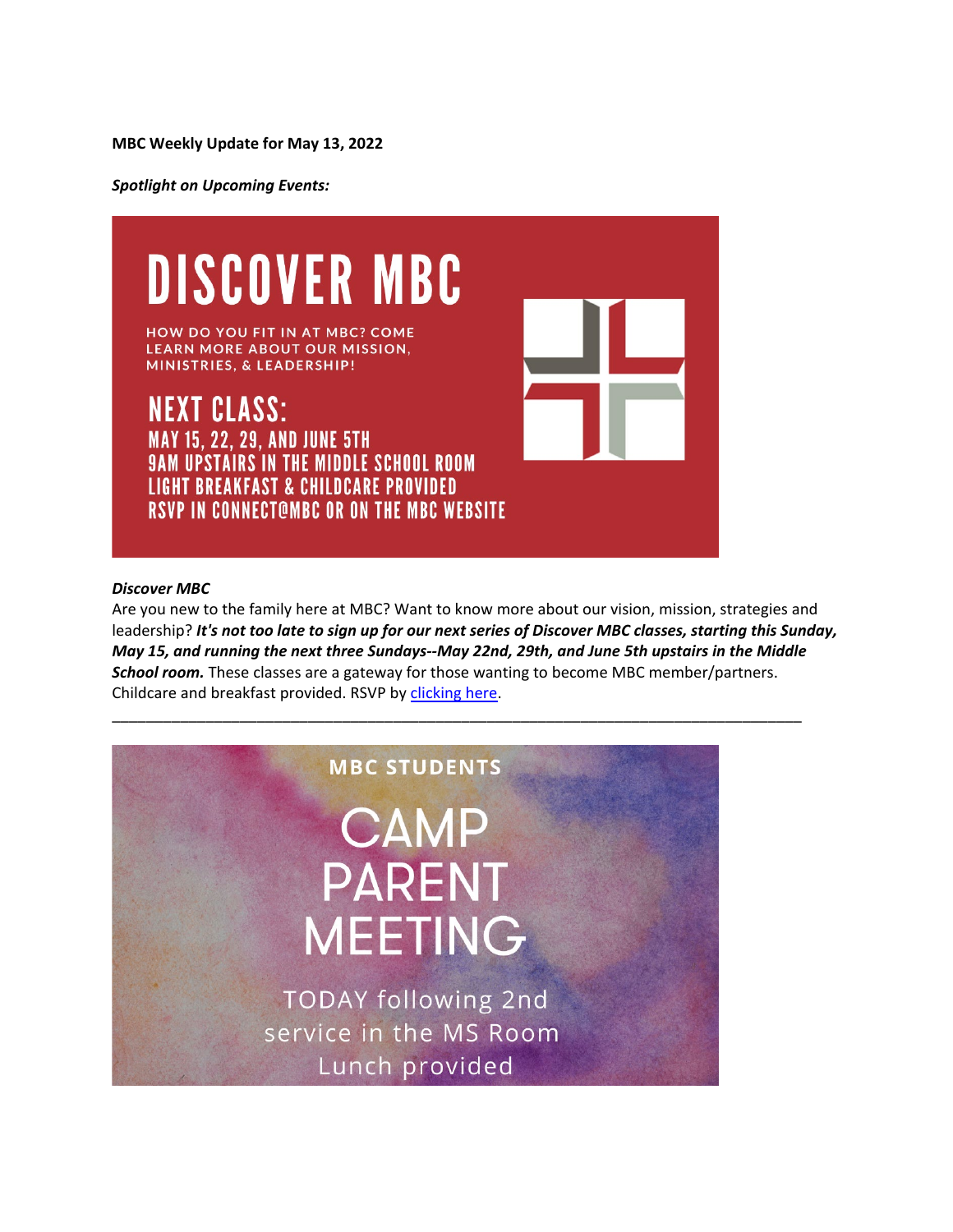**MBC Weekly Update for May 13, 2022**

***Spotlight on Upcoming Events:***

DISCOVER MBC

HOW DO YOU FIT IN AT MBC? COME LEARN MORE ABOUT OUR MISSION, MINISTRIES, & LEADERSHIP!

NEXT CLASS:
MAY 15, 22, 29, AND JUNE 5TH
9AM UPSTAIRS IN THE MIDDLE SCHOOL ROOM
LIGHT BREAKFAST & CHILDCARE PROVIDED
RSVP IN CONNECT@MBC OR ON THE MBC WEBSITE

***Discover MBC***

Are you new to the family here at MBC? Want to know more about our vision, mission, strategies and leadership? ***It's not too late to sign up for our next series of Discover MBC classes, starting this Sunday, May 15, and running the next three Sundays--May 22nd, 29th, and June 5th upstairs in the Middle School room.*** These classes are a gateway for those wanting to become MBC member/partners. Childcare and breakfast provided. RSVP by clicking here.

---

MBC STUDENTS

CAMP PARENT MEETING

TODAY following 2nd service in the MS Room
Lunch provided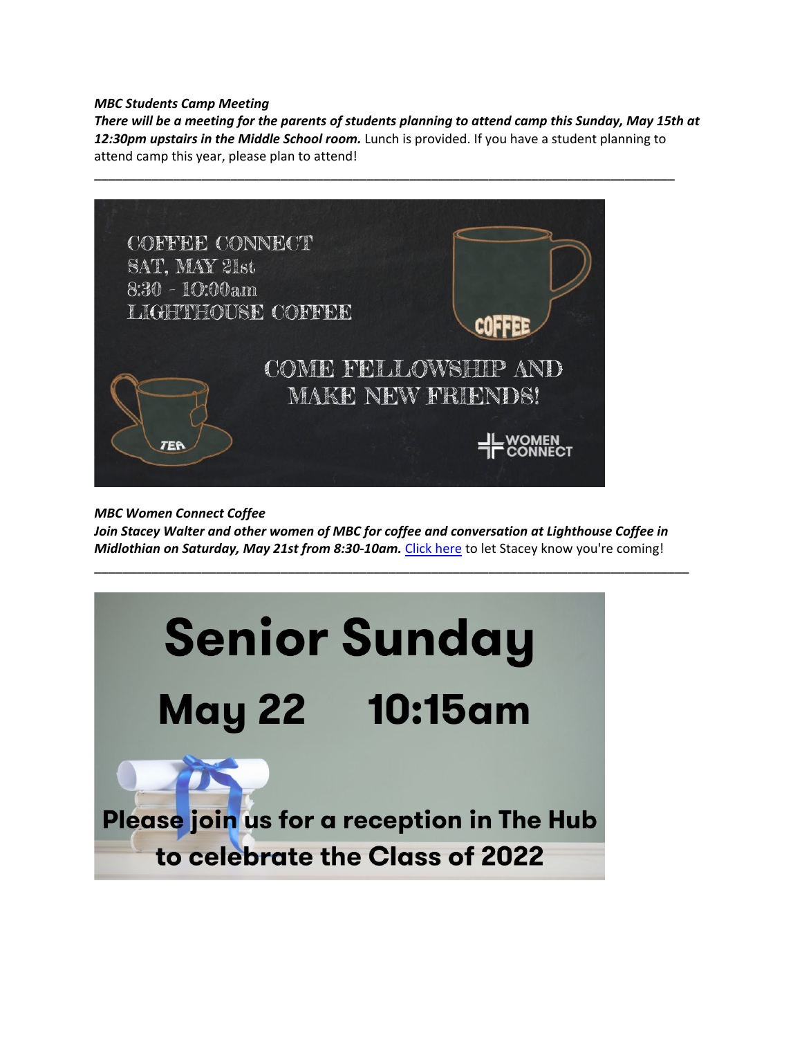***MBC Students Camp Meeting***

***There will be a meeting for the parents of students planning to attend camp this Sunday, May 15th at 12:30pm upstairs in the Middle School room.*** Lunch is provided. If you have a student planning to attend camp this year, please plan to attend!

---

COFFEE CONNECT
SAT, MAY 21st
8:30 - 10:00am
LIGHTHOUSE COFFEE

COME FELLOWSHIP AND MAKE NEW FRIENDS!

WOMEN CONNECT

***MBC Women Connect Coffee***

***Join Stacey Walter and other women of MBC for coffee and conversation at Lighthouse Coffee in Midlothian on Saturday, May 21st from 8:30-10am.*** Click here to let Stacey know you're coming!

---

Senior Sunday

May 22 10:15am

Please join us for a reception in The Hub to celebrate the Class of 2022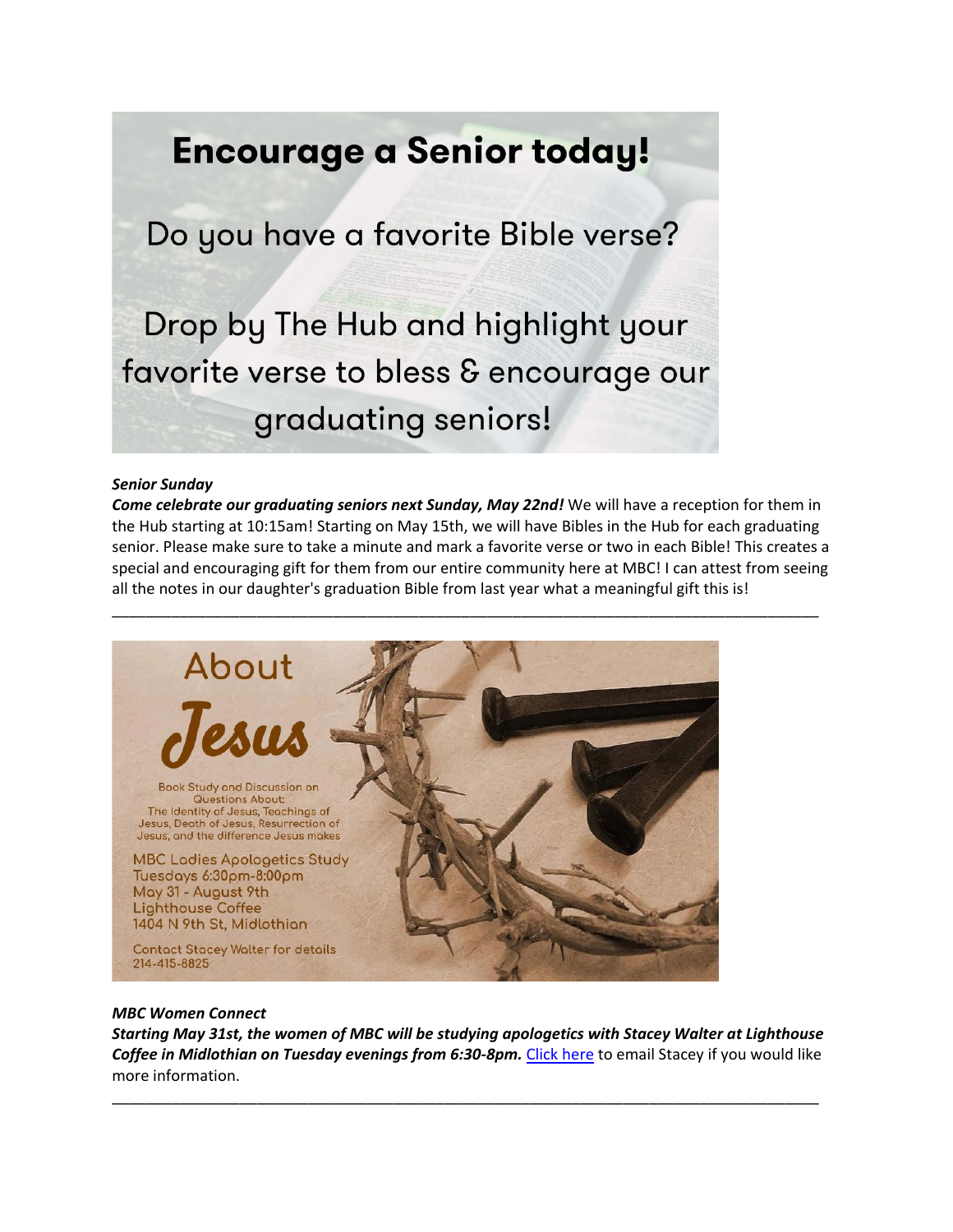# Encourage a Senior today!

Do you have a favorite Bible verse?

Drop by The Hub and highlight your favorite verse to bless & encourage our graduating seniors!

***Senior Sunday***

***Come celebrate our graduating seniors next Sunday, May 22nd!*** We will have a reception for them in the Hub starting at 10:15am! Starting on May 15th, we will have Bibles in the Hub for each graduating senior. Please make sure to take a minute and mark a favorite verse or two in each Bible! This creates a special and encouraging gift for them from our entire community here at MBC! I can attest from seeing all the notes in our daughter's graduation Bible from last year what a meaningful gift this is!

---

About

Jesus

Book Study and Discussion on Questions About:
The Identity of Jesus, Teachings of Jesus, Death of Jesus, Resurrection of Jesus, and the difference Jesus makes

MBC Ladies Apologetics Study
Tuesdays 6:30pm-8:00pm
May 31 - August 9th
Lighthouse Coffee
1404 N 9th St, Midlothian

Contact Stacey Walter for details
214-415-8825

***MBC Women Connect***

***Starting May 31st, the women of MBC will be studying apologetics with Stacey Walter at Lighthouse Coffee in Midlothian on Tuesday evenings from 6:30-8pm.*** Click here to email Stacey if you would like more information.

---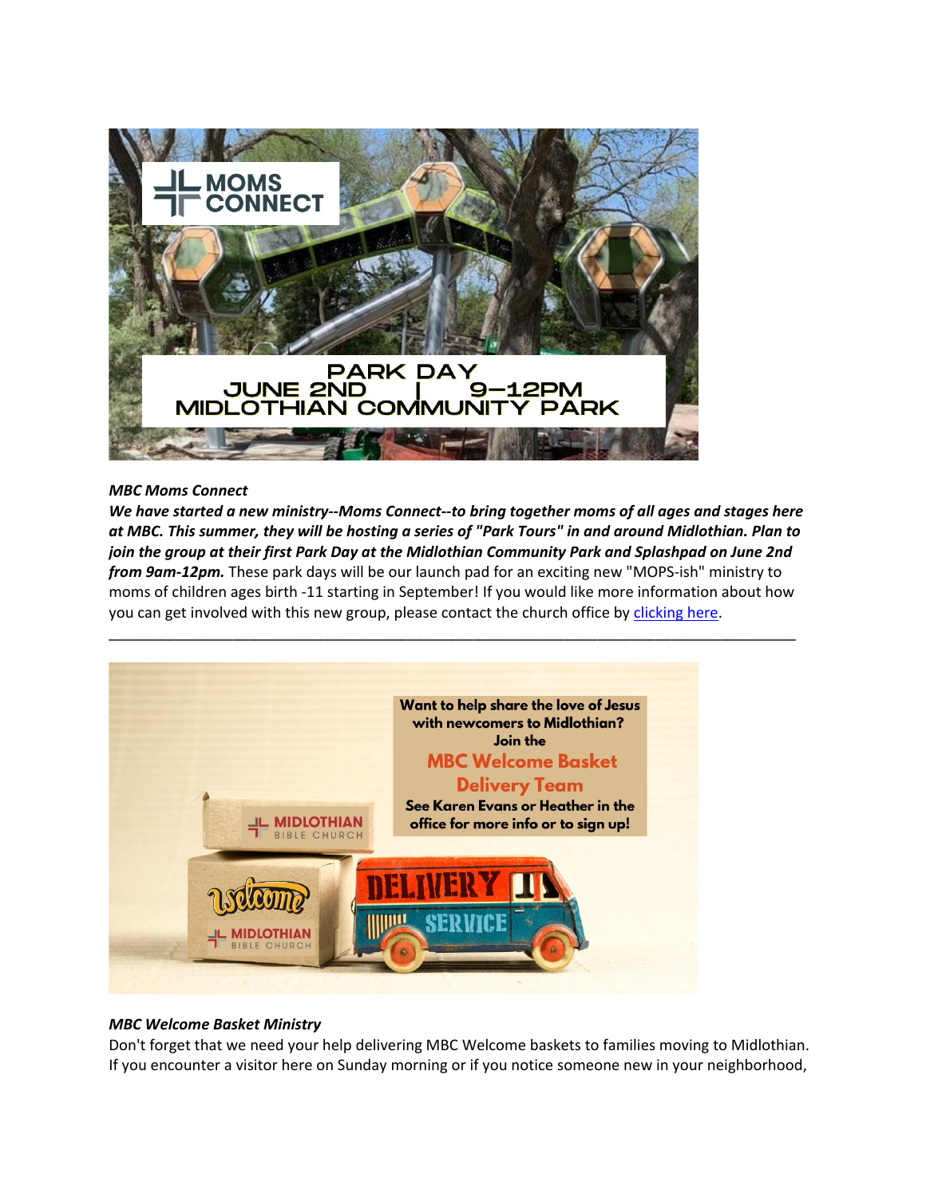MOMS CONNECT

PARK DAY
JUNE 2ND | 9–12PM
MIDLOTHIAN COMMUNITY PARK

***MBC Moms Connect***

***We have started a new ministry--Moms Connect--to bring together moms of all ages and stages here at MBC. This summer, they will be hosting a series of "Park Tours" in and around Midlothian. Plan to join the group at their first Park Day at the Midlothian Community Park and Splashpad on June 2nd from 9am-12pm.*** These park days will be our launch pad for an exciting new "MOPS-ish" ministry to moms of children ages birth -11 starting in September! If you would like more information about how you can get involved with this new group, please contact the church office by clicking here.

---

Want to help share the love of Jesus with newcomers to Midlothian? Join the

MBC Welcome Basket Delivery Team

See Karen Evans or Heather in the office for more info or to sign up!

***MBC Welcome Basket Ministry***

Don't forget that we need your help delivering MBC Welcome baskets to families moving to Midlothian. If you encounter a visitor here on Sunday morning or if you notice someone new in your neighborhood,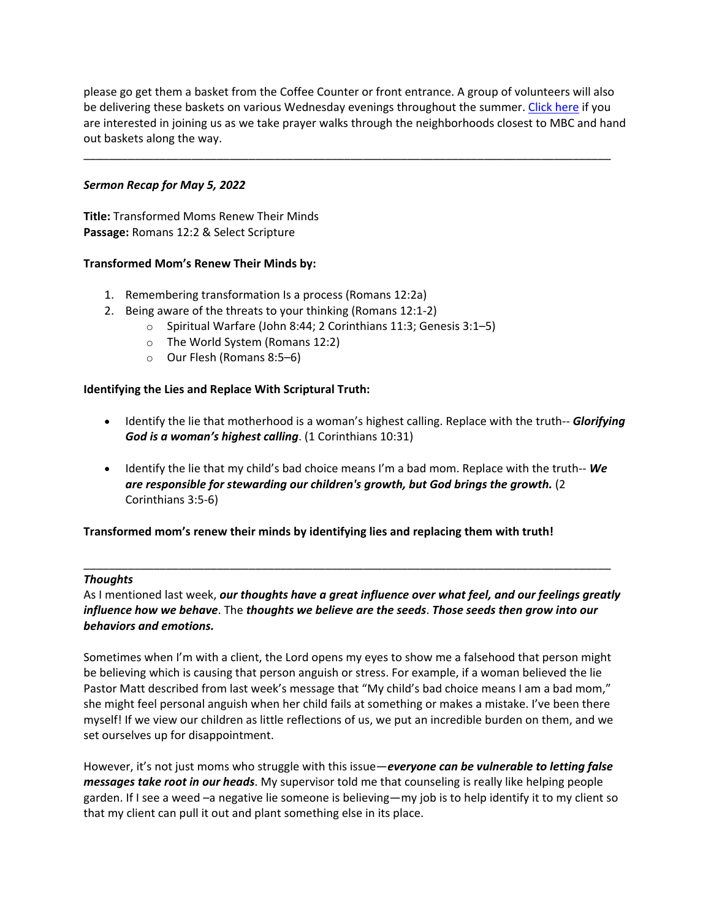please go get them a basket from the Coffee Counter or front entrance. A group of volunteers will also be delivering these baskets on various Wednesday evenings throughout the summer. [Click here]() if you are interested in joining us as we take prayer walks through the neighborhoods closest to MBC and hand out baskets along the way.

---

***Sermon Recap for May 5, 2022***

**Title:** Transformed Moms Renew Their Minds
**Passage:** Romans 12:2 & Select Scripture

**Transformed Mom's Renew Their Minds by:**

1. Remembering transformation Is a process (Romans 12:2a)
2. Being aware of the threats to your thinking (Romans 12:1-2)
   - Spiritual Warfare (John 8:44; 2 Corinthians 11:3; Genesis 3:1–5)
   - The World System (Romans 12:2)
   - Our Flesh (Romans 8:5–6)

**Identifying the Lies and Replace With Scriptural Truth:**

- Identify the lie that motherhood is a woman's highest calling. Replace with the truth-- ***Glorifying God is a woman's highest calling***. (1 Corinthians 10:31)

- Identify the lie that my child's bad choice means I'm a bad mom. Replace with the truth-- ***We are responsible for stewarding our children's growth, but God brings the growth.*** (2 Corinthians 3:5-6)

**Transformed mom's renew their minds by identifying lies and replacing them with truth!**

---

***Thoughts***

As I mentioned last week, ***our thoughts have a great influence over what feel, and our feelings greatly influence how we behave***. The ***thoughts we believe are the seeds***. ***Those seeds then grow into our behaviors and emotions.***

Sometimes when I'm with a client, the Lord opens my eyes to show me a falsehood that person might be believing which is causing that person anguish or stress. For example, if a woman believed the lie Pastor Matt described from last week's message that "My child's bad choice means I am a bad mom," she might feel personal anguish when her child fails at something or makes a mistake. I've been there myself! If we view our children as little reflections of us, we put an incredible burden on them, and we set ourselves up for disappointment.

However, it's not just moms who struggle with this issue—***everyone can be vulnerable to letting false messages take root in our heads***. My supervisor told me that counseling is really like helping people garden. If I see a weed –a negative lie someone is believing—my job is to help identify it to my client so that my client can pull it out and plant something else in its place.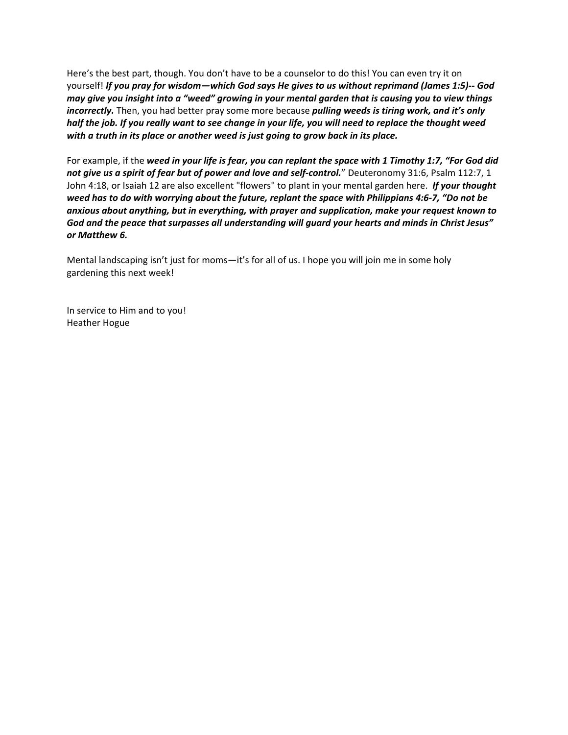Here's the best part, though. You don't have to be a counselor to do this! You can even try it on yourself! ***If you pray for wisdom—which God says He gives to us without reprimand (James 1:5)-- God may give you insight into a "weed" growing in your mental garden that is causing you to view things incorrectly.*** Then, you had better pray some more because ***pulling weeds is tiring work, and it's only half the job. If you really want to see change in your life, you will need to replace the thought weed with a truth in its place or another weed is just going to grow back in its place.***

For example, if the ***weed in your life is fear, you can replant the space with 1 Timothy 1:7, "For God did not give us a spirit of fear but of power and love and self-control.***" Deuteronomy 31:6, Psalm 112:7, 1 John 4:18, or Isaiah 12 are also excellent "flowers" to plant in your mental garden here. ***If your thought weed has to do with worrying about the future, replant the space with Philippians 4:6-7, "Do not be anxious about anything, but in everything, with prayer and supplication, make your request known to God and the peace that surpasses all understanding will guard your hearts and minds in Christ Jesus" or Matthew 6.***

Mental landscaping isn't just for moms—it's for all of us. I hope you will join me in some holy gardening this next week!

In service to Him and to you!
Heather Hogue